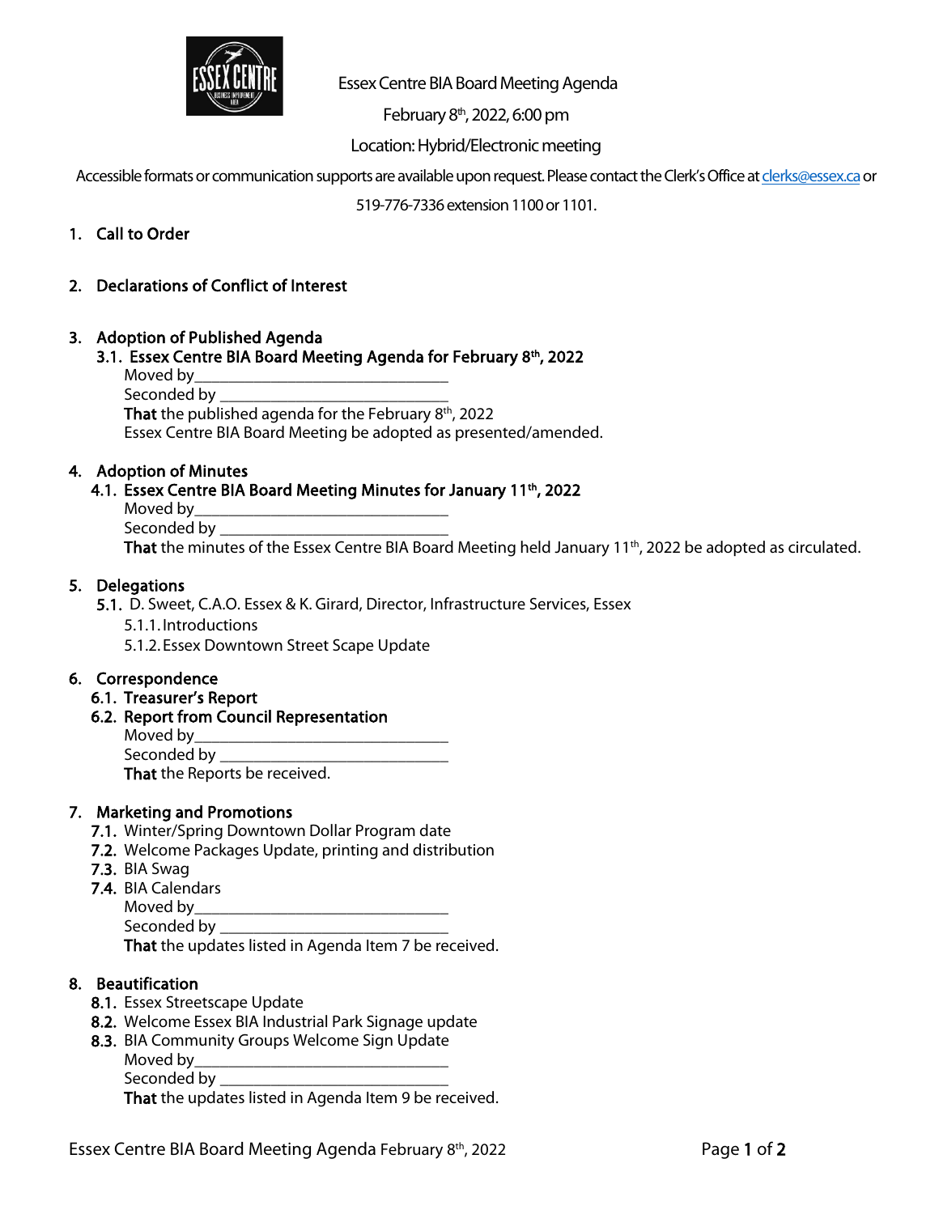Essex Centre BIA Board Meeting Agenda

February 8th, 2022, 6:00 pm

Location: Hybrid/Electronic meeting

Accessible formats or communication supports are available upon request. Please contact the Clerk's Office at clerks@essex.ca or 519-776-7336 extension 1100 or 1101.

1. **Call to Order**

2. **Declarations of Conflict of Interest**

3. **Adoption of Published Agenda**
   3.1. **Essex Centre BIA Board Meeting Agenda for February 8th, 2022**
   Moved by________________________________
   Seconded by _____________________________
   **That** the published agenda for the February 8th, 2022 Essex Centre BIA Board Meeting be adopted as presented/amended.

4. **Adoption of Minutes**
   4.1. **Essex Centre BIA Board Meeting Minutes for January 11th, 2022**
   Moved by________________________________
   Seconded by _____________________________
   **That** the minutes of the Essex Centre BIA Board Meeting held January 11th, 2022 be adopted as circulated.

5. **Delegations**
   5.1. D. Sweet, C.A.O. Essex & K. Girard, Director, Infrastructure Services, Essex
      5.1.1. Introductions
      5.1.2. Essex Downtown Street Scape Update

6. **Correspondence**
   6.1. **Treasurer's Report**
   6.2. **Report from Council Representation**
   Moved by________________________________
   Seconded by _____________________________
   **That** the Reports be received.

7. **Marketing and Promotions**
   7.1. Winter/Spring Downtown Dollar Program date
   7.2. Welcome Packages Update, printing and distribution
   7.3. BIA Swag
   7.4. BIA Calendars
   Moved by________________________________
   Seconded by _____________________________
   **That** the updates listed in Agenda Item 7 be received.

8. **Beautification**
   8.1. Essex Streetscape Update
   8.2. Welcome Essex BIA Industrial Park Signage update
   8.3. BIA Community Groups Welcome Sign Update
   Moved by________________________________
   Seconded by _____________________________
   **That** the updates listed in Agenda Item 9 be received.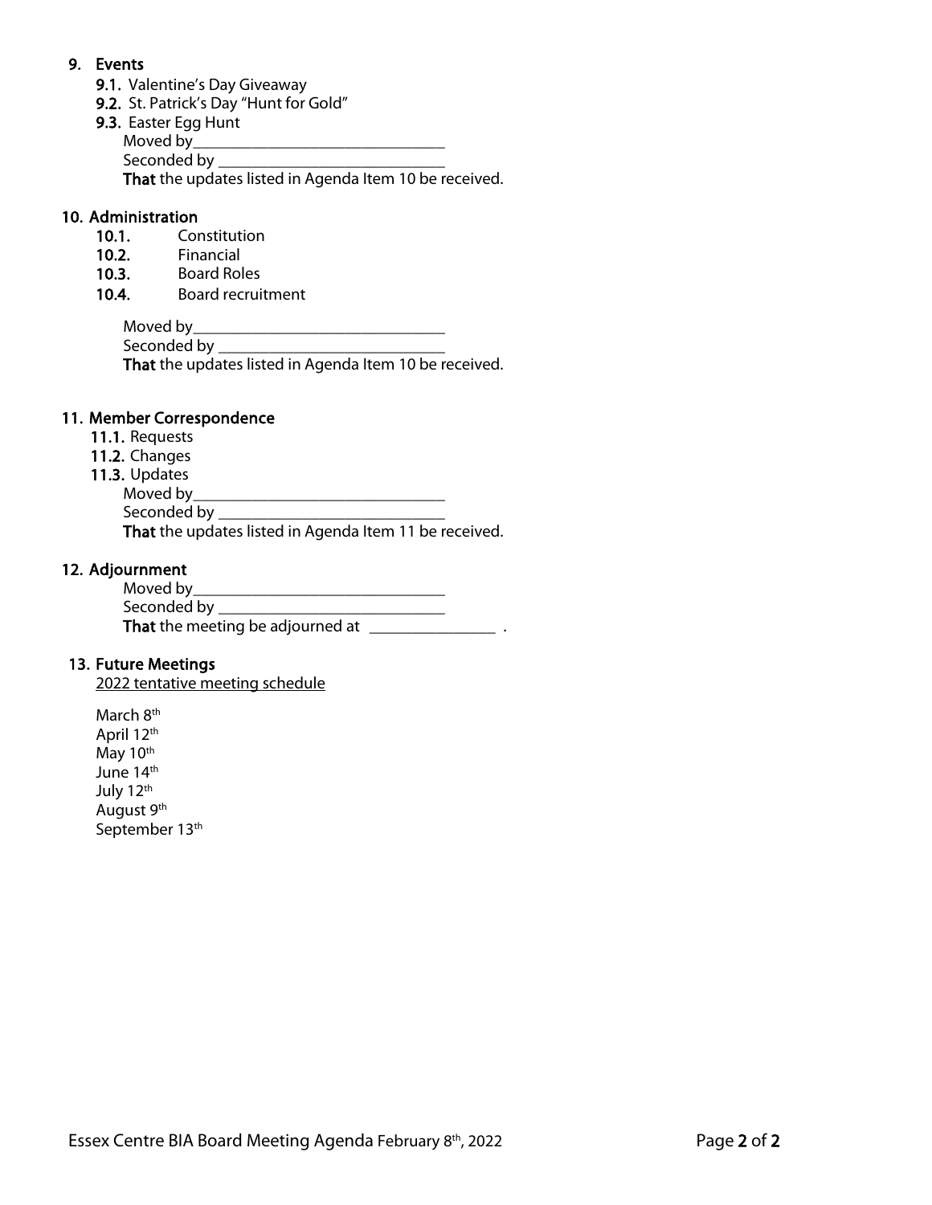## 9. Events

- 9.1. Valentine's Day Giveaway
- 9.2. St. Patrick's Day "Hunt for Gold"
- 9.3. Easter Egg Hunt

  Moved by_______________________________

  Seconded by ____________________________

  **That** the updates listed in Agenda Item 10 be received.

## 10. Administration

- 10.1. Constitution
- 10.2. Financial
- 10.3. Board Roles
- 10.4. Board recruitment

  Moved by_______________________________

  Seconded by ____________________________

  **That** the updates listed in Agenda Item 10 be received.

## 11. Member Correspondence

- 11.1. Requests
- 11.2. Changes
- 11.3. Updates

  Moved by_______________________________

  Seconded by ____________________________

  **That** the updates listed in Agenda Item 11 be received.

## 12. Adjournment

Moved by_______________________________

Seconded by ____________________________

**That** the meeting be adjourned at _______________ .

## 13. Future Meetings

2022 tentative meeting schedule

March 8th
April 12th
May 10th
June 14th
July 12th
August 9th
September 13th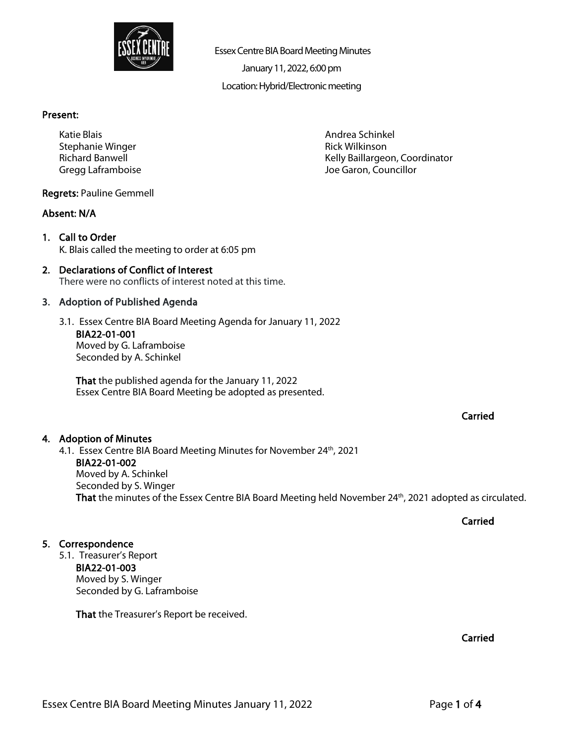Essex Centre BIA Board Meeting Minutes

January 11, 2022, 6:00 pm

Location: Hybrid/Electronic meeting

**Present:**

Katie Blais
Stephanie Winger
Richard Banwell
Gregg Laframboise
Andrea Schinkel
Rick Wilkinson
Kelly Baillargeon, Coordinator
Joe Garon, Councillor

**Regrets:** Pauline Gemmell

**Absent: N/A**

1. **Call to Order**
   K. Blais called the meeting to order at 6:05 pm

2. **Declarations of Conflict of Interest**
   There were no conflicts of interest noted at this time.

3. **Adoption of Published Agenda**

   3.1. Essex Centre BIA Board Meeting Agenda for January 11, 2022
   **BIA22-01-001**
   Moved by G. Laframboise
   Seconded by A. Schinkel

   **That** the published agenda for the January 11, 2022 Essex Centre BIA Board Meeting be adopted as presented.

   **Carried**

4. **Adoption of Minutes**

   4.1. Essex Centre BIA Board Meeting Minutes for November 24th, 2021
   **BIA22-01-002**
   Moved by A. Schinkel
   Seconded by S. Winger
   **That** the minutes of the Essex Centre BIA Board Meeting held November 24th, 2021 adopted as circulated.

   **Carried**

5. **Correspondence**

   5.1. Treasurer's Report
   **BIA22-01-003**
   Moved by S. Winger
   Seconded by G. Laframboise

   **That** the Treasurer's Report be received.

   **Carried**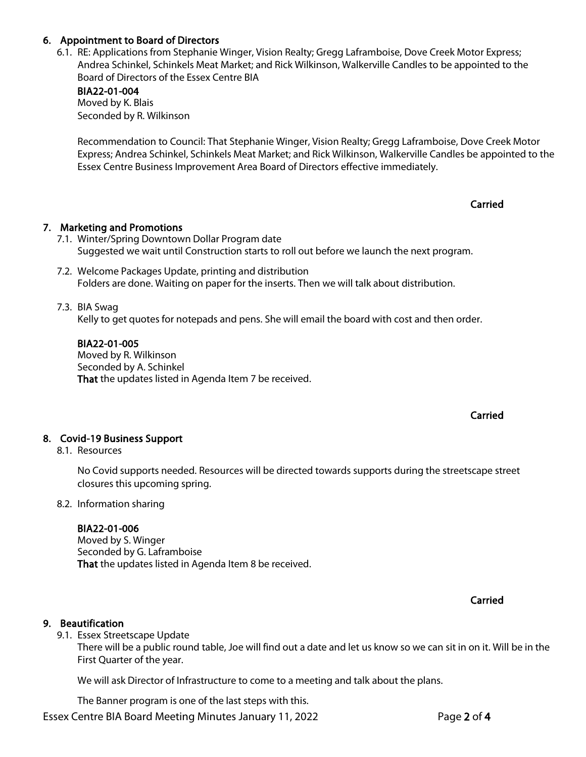## 6. Appointment to Board of Directors

6.1. RE: Applications from Stephanie Winger, Vision Realty; Gregg Laframboise, Dove Creek Motor Express; Andrea Schinkel, Schinkels Meat Market; and Rick Wilkinson, Walkerville Candles to be appointed to the Board of Directors of the Essex Centre BIA

**BIA22-01-004**
Moved by K. Blais
Seconded by R. Wilkinson

Recommendation to Council: That Stephanie Winger, Vision Realty; Gregg Laframboise, Dove Creek Motor Express; Andrea Schinkel, Schinkels Meat Market; and Rick Wilkinson, Walkerville Candles be appointed to the Essex Centre Business Improvement Area Board of Directors effective immediately.

**Carried**

## 7. Marketing and Promotions

7.1. Winter/Spring Downtown Dollar Program date
Suggested we wait until Construction starts to roll out before we launch the next program.

7.2. Welcome Packages Update, printing and distribution
Folders are done. Waiting on paper for the inserts. Then we will talk about distribution.

7.3. BIA Swag
Kelly to get quotes for notepads and pens. She will email the board with cost and then order.

**BIA22-01-005**
Moved by R. Wilkinson
Seconded by A. Schinkel
**That** the updates listed in Agenda Item 7 be received.

**Carried**

## 8. Covid-19 Business Support

8.1. Resources

No Covid supports needed. Resources will be directed towards supports during the streetscape street closures this upcoming spring.

8.2. Information sharing

**BIA22-01-006**
Moved by S. Winger
Seconded by G. Laframboise
**That** the updates listed in Agenda Item 8 be received.

**Carried**

## 9. Beautification

9.1. Essex Streetscape Update
There will be a public round table, Joe will find out a date and let us know so we can sit in on it. Will be in the First Quarter of the year.

We will ask Director of Infrastructure to come to a meeting and talk about the plans.

The Banner program is one of the last steps with this.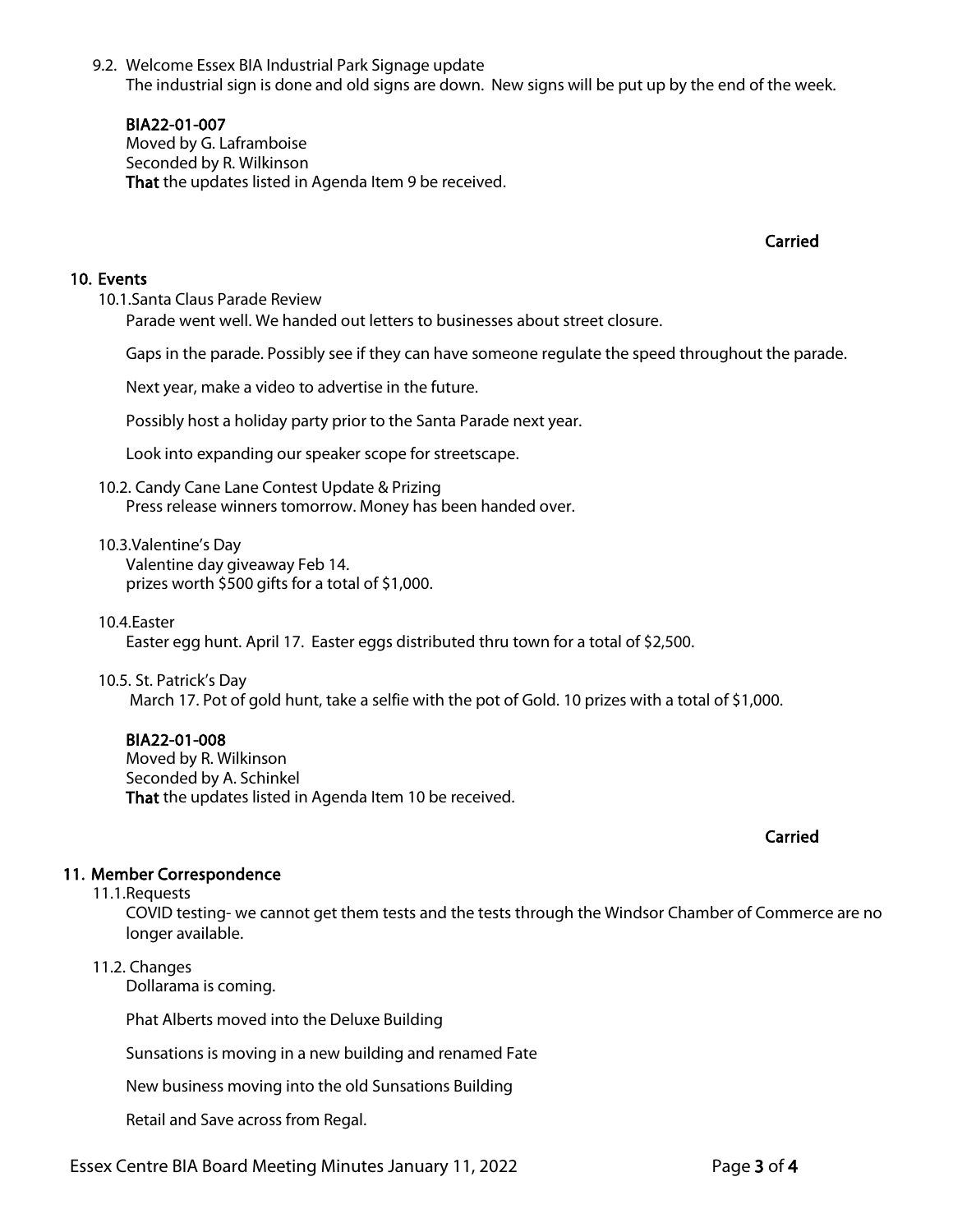9.2. Welcome Essex BIA Industrial Park Signage update
The industrial sign is done and old signs are down. New signs will be put up by the end of the week.

**BIA22-01-007**
Moved by G. Laframboise
Seconded by R. Wilkinson
**That** the updates listed in Agenda Item 9 be received.

**Carried**

## 10. Events

10.1. Santa Claus Parade Review
Parade went well. We handed out letters to businesses about street closure.

Gaps in the parade. Possibly see if they can have someone regulate the speed throughout the parade.

Next year, make a video to advertise in the future.

Possibly host a holiday party prior to the Santa Parade next year.

Look into expanding our speaker scope for streetscape.

10.2. Candy Cane Lane Contest Update & Prizing
Press release winners tomorrow. Money has been handed over.

10.3. Valentine's Day
Valentine day giveaway Feb 14.
prizes worth $500 gifts for a total of $1,000.

10.4. Easter
Easter egg hunt. April 17. Easter eggs distributed thru town for a total of $2,500.

10.5. St. Patrick's Day
March 17. Pot of gold hunt, take a selfie with the pot of Gold. 10 prizes with a total of $1,000.

**BIA22-01-008**
Moved by R. Wilkinson
Seconded by A. Schinkel
**That** the updates listed in Agenda Item 10 be received.

**Carried**

## 11. Member Correspondence

11.1. Requests
COVID testing- we cannot get them tests and the tests through the Windsor Chamber of Commerce are no longer available.

11.2. Changes
Dollarama is coming.

Phat Alberts moved into the Deluxe Building

Sunsations is moving in a new building and renamed Fate

New business moving into the old Sunsations Building

Retail and Save across from Regal.

Essex Centre BIA Board Meeting Minutes January 11, 2022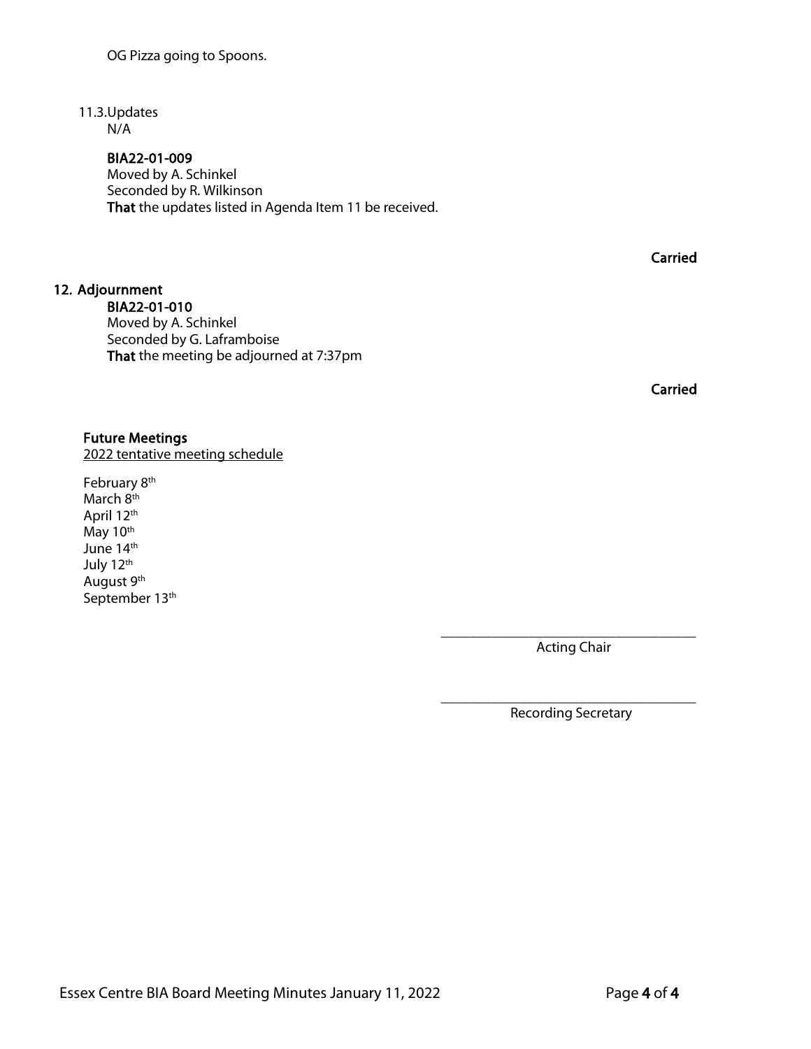OG Pizza going to Spoons.

11.3. Updates

N/A

**BIA22-01-009**
Moved by A. Schinkel
Seconded by R. Wilkinson
**That** the updates listed in Agenda Item 11 be received.

**Carried**

## 12. Adjournment

**BIA22-01-010**
Moved by A. Schinkel
Seconded by G. Laframboise
**That** the meeting be adjourned at 7:37pm

**Carried**

### Future Meetings

2022 tentative meeting schedule

February 8th
March 8th
April 12th
May 10th
June 14th
July 12th
August 9th
September 13th

\_\_\_\_\_\_\_\_\_\_\_\_\_\_\_\_\_\_\_\_\_\_\_\_\_\_\_\_\_\_\_\_\_\_\_
Acting Chair

\_\_\_\_\_\_\_\_\_\_\_\_\_\_\_\_\_\_\_\_\_\_\_\_\_\_\_\_\_\_\_\_\_\_\_
Recording Secretary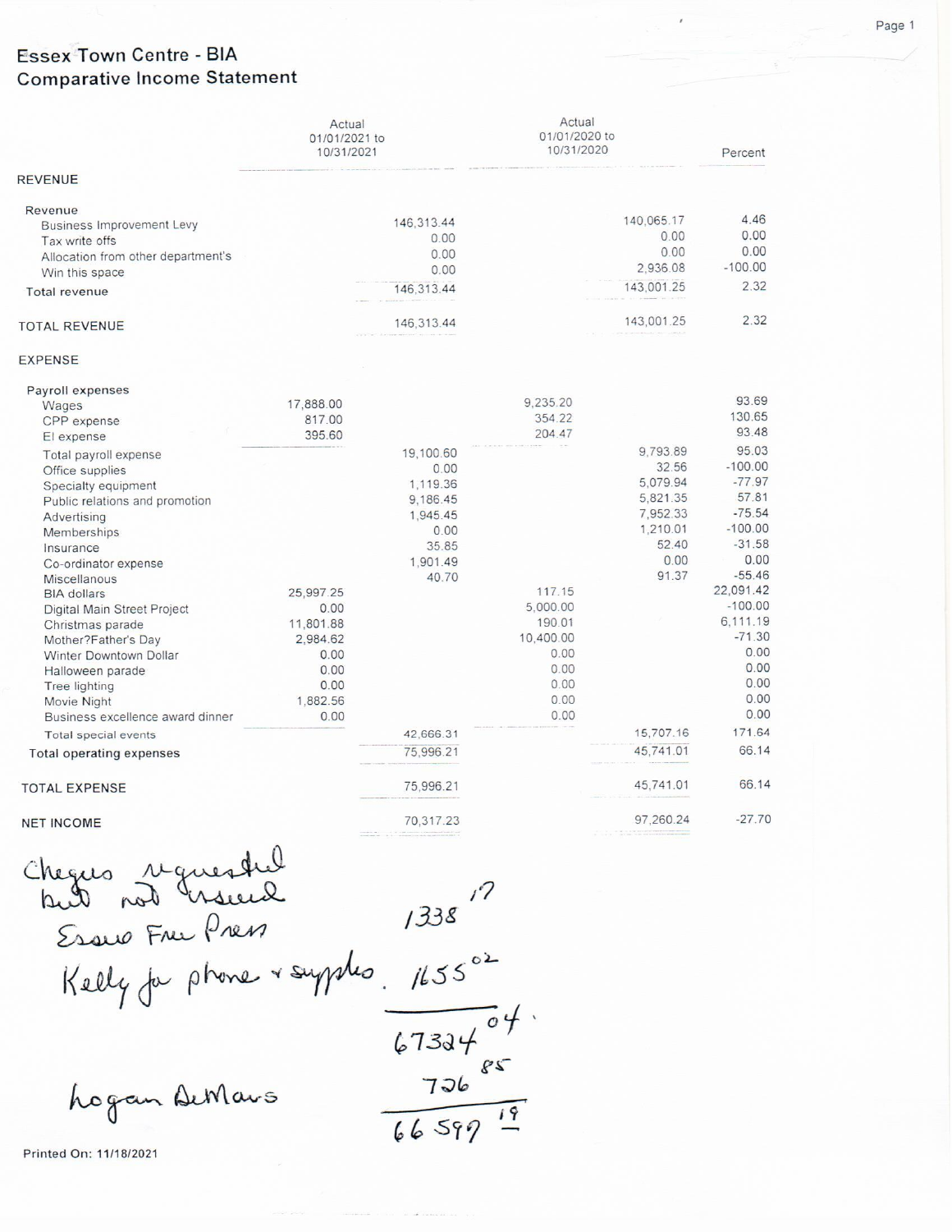# Essex Town Centre - BIA

## Comparative Income Statement

| | Actual 01/01/2021 to 10/31/2021 | | Actual 01/01/2020 to 10/31/2020 | | Percent |
|---|---|---|---|---|---|
| **REVENUE** | | | | | |
| Revenue | | | | | |
| Business Improvement Levy | | 146,313.44 | | 140,065.17 | 4.46 |
| Tax write offs | | 0.00 | | 0.00 | 0.00 |
| Allocation from other department's | | 0.00 | | 0.00 | 0.00 |
| Win this space | | 0.00 | | 2,936.08 | -100.00 |
| Total revenue | | 146,313.44 | | 143,001.25 | 2.32 |
| TOTAL REVENUE | | 146,313.44 | | 143,001.25 | 2.32 |
| **EXPENSE** | | | | | |
| Payroll expenses | | | | | |
| Wages | 17,888.00 | | 9,235.20 | | 93.69 |
| CPP expense | 817.00 | | 354.22 | | 130.65 |
| EI expense | 395.60 | | 204.47 | | 93.48 |
| Total payroll expense | | 19,100.60 | | 9,793.89 | 95.03 |
| Office supplies | | 0.00 | | 32.56 | -100.00 |
| Specialty equipment | | 1,119.36 | | 5,079.94 | -77.97 |
| Public relations and promotion | | 9,186.45 | | 5,821.35 | 57.81 |
| Advertising | | 1,945.45 | | 7,952.33 | -75.54 |
| Memberships | | 0.00 | | 1,210.01 | -100.00 |
| Insurance | | 35.85 | | 52.40 | -31.58 |
| Co-ordinator expense | | 1,901.49 | | 0.00 | 0.00 |
| Miscellanous | | 40.70 | | 91.37 | -55.46 |
| BIA dollars | 25,997.25 | | 117.15 | | 22,091.42 |
| Digital Main Street Project | 0.00 | | 5,000.00 | | -100.00 |
| Christmas parade | 11,801.88 | | 190.01 | | 6,111.19 |
| Mother?Father's Day | 2,984.62 | | 10,400.00 | | -71.30 |
| Winter Downtown Dollar | 0.00 | | 0.00 | | 0.00 |
| Halloween parade | 0.00 | | 0.00 | | 0.00 |
| Tree lighting | 0.00 | | 0.00 | | 0.00 |
| Movie Night | 1,882.56 | | 0.00 | | 0.00 |
| Business excellence award dinner | 0.00 | | 0.00 | | 0.00 |
| Total special events | | 42,666.31 | | 15,707.16 | 171.64 |
| Total operating expenses | | 75,996.21 | | 45,741.01 | 66.14 |
| TOTAL EXPENSE | | 75,996.21 | | 45,741.01 | 66.14 |
| NET INCOME | | 70,317.23 | | 97,260.24 | -27.70 |

Cheques requested but not issued

Essex Free Press 1338.17

Kelly for phone + supplies 1655.02

67324.04

726.85

66597.19

Logan DeMars

Printed On: 11/18/2021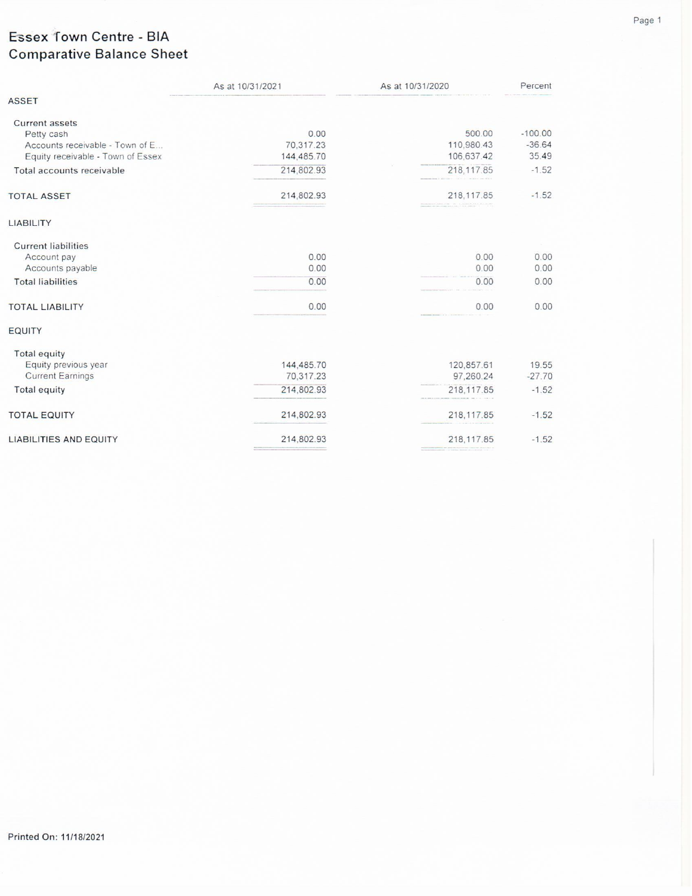# Essex Town Centre - BIA
## Comparative Balance Sheet

| | As at 10/31/2021 | As at 10/31/2020 | Percent |
|---|---|---|---|
| ASSET | | | |
| Current assets | | | |
| Petty cash | 0.00 | 500.00 | -100.00 |
| Accounts receivable - Town of E... | 70,317.23 | 110,980.43 | -36.64 |
| Equity receivable - Town of Essex | 144,485.70 | 106,637.42 | 35.49 |
| Total accounts receivable | 214,802.93 | 218,117.85 | -1.52 |
| TOTAL ASSET | 214,802.93 | 218,117.85 | -1.52 |
| LIABILITY | | | |
| Current liabilities | | | |
| Account pay | 0.00 | 0.00 | 0.00 |
| Accounts payable | 0.00 | 0.00 | 0.00 |
| Total liabilities | 0.00 | 0.00 | 0.00 |
| TOTAL LIABILITY | 0.00 | 0.00 | 0.00 |
| EQUITY | | | |
| Total equity | | | |
| Equity previous year | 144,485.70 | 120,857.61 | 19.55 |
| Current Earnings | 70,317.23 | 97,260.24 | -27.70 |
| Total equity | 214,802.93 | 218,117.85 | -1.52 |
| TOTAL EQUITY | 214,802.93 | 218,117.85 | -1.52 |
| LIABILITIES AND EQUITY | 214,802.93 | 218,117.85 | -1.52 |

Printed On: 11/18/2021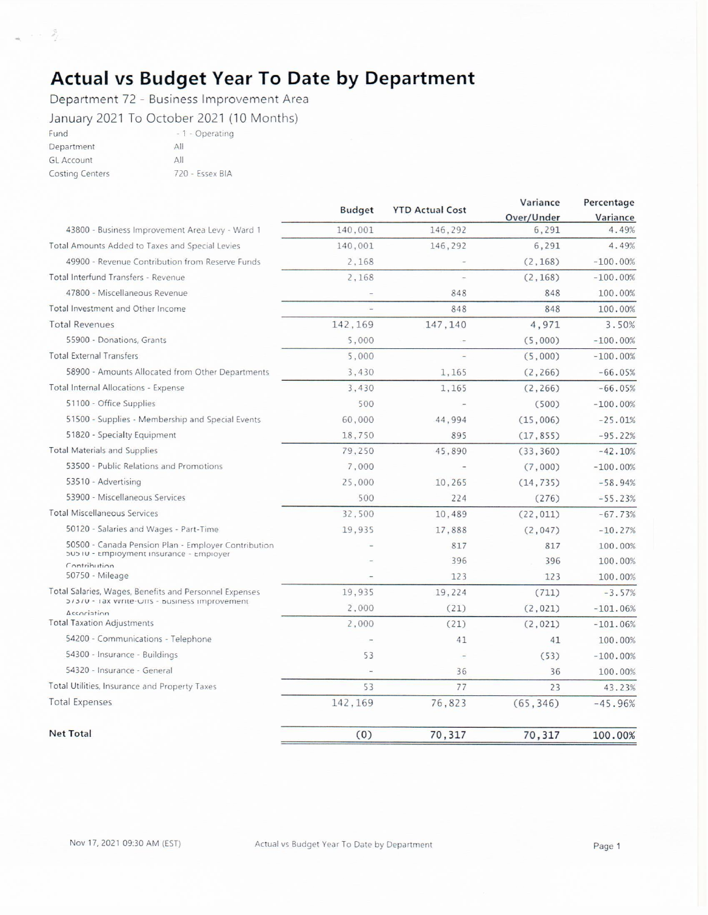# Actual vs Budget Year To Date by Department

Department 72 - Business Improvement Area

January 2021 To October 2021 (10 Months)

| | |
|---|---|
| Fund | - 1 - Operating |
| Department | All |
| GL Account | All |
| Costing Centers | 720 - Essex BIA |

| | Budget | YTD Actual Cost | Variance Over/Under | Percentage Variance |
|---|---|---|---|---|
| 43800 - Business Improvement Area Levy - Ward 1 | 140,001 | 146,292 | 6,291 | 4.49% |
| Total Amounts Added to Taxes and Special Levies | 140,001 | 146,292 | 6,291 | 4.49% |
| 49900 - Revenue Contribution from Reserve Funds | 2,168 | - | (2,168) | -100.00% |
| Total Interfund Transfers - Revenue | 2,168 | - | (2,168) | -100.00% |
| 47800 - Miscellaneous Revenue | - | 848 | 848 | 100.00% |
| Total Investment and Other Income | - | 848 | 848 | 100.00% |
| Total Revenues | 142,169 | 147,140 | 4,971 | 3.50% |
| 55900 - Donations, Grants | 5,000 | - | (5,000) | -100.00% |
| Total External Transfers | 5,000 | - | (5,000) | -100.00% |
| 58900 - Amounts Allocated from Other Departments | 3,430 | 1,165 | (2,266) | -66.05% |
| Total Internal Allocations - Expense | 3,430 | 1,165 | (2,266) | -66.05% |
| 51100 - Office Supplies | 500 | - | (500) | -100.00% |
| 51500 - Supplies - Membership and Special Events | 60,000 | 44,994 | (15,006) | -25.01% |
| 51820 - Specialty Equipment | 18,750 | 895 | (17,855) | -95.22% |
| Total Materials and Supplies | 79,250 | 45,890 | (33,360) | -42.10% |
| 53500 - Public Relations and Promotions | 7,000 | - | (7,000) | -100.00% |
| 53510 - Advertising | 25,000 | 10,265 | (14,735) | -58.94% |
| 53900 - Miscellaneous Services | 500 | 224 | (276) | -55.23% |
| Total Miscellaneous Services | 32,500 | 10,489 | (22,011) | -67.73% |
| 50120 - Salaries and Wages - Part-Time | 19,935 | 17,888 | (2,047) | -10.27% |
| 50500 - Canada Pension Plan - Employer Contribution | - | 817 | 817 | 100.00% |
| 50510 - Employment Insurance - Employer Contribution | - | 396 | 396 | 100.00% |
| 50750 - Mileage | - | 123 | 123 | 100.00% |
| Total Salaries, Wages, Benefits and Personnel Expenses | 19,935 | 19,224 | (711) | -3.57% |
| 57570 - Tax Write-Offs - Business Improvement Association | 2,000 | (21) | (2,021) | -101.06% |
| Total Taxation Adjustments | 2,000 | (21) | (2,021) | -101.06% |
| 54200 - Communications - Telephone | - | 41 | 41 | 100.00% |
| 54300 - Insurance - Buildings | 53 | - | (53) | -100.00% |
| 54320 - Insurance - General | - | 36 | 36 | 100.00% |
| Total Utilities, Insurance and Property Taxes | 53 | 77 | 23 | 43.23% |
| Total Expenses | 142,169 | 76,823 | (65,346) | -45.96% |
| **Net Total** | (0) | 70,317 | 70,317 | 100.00% |

Nov 17, 2021 09:30 AM (EST) Actual vs Budget Year To Date by Department